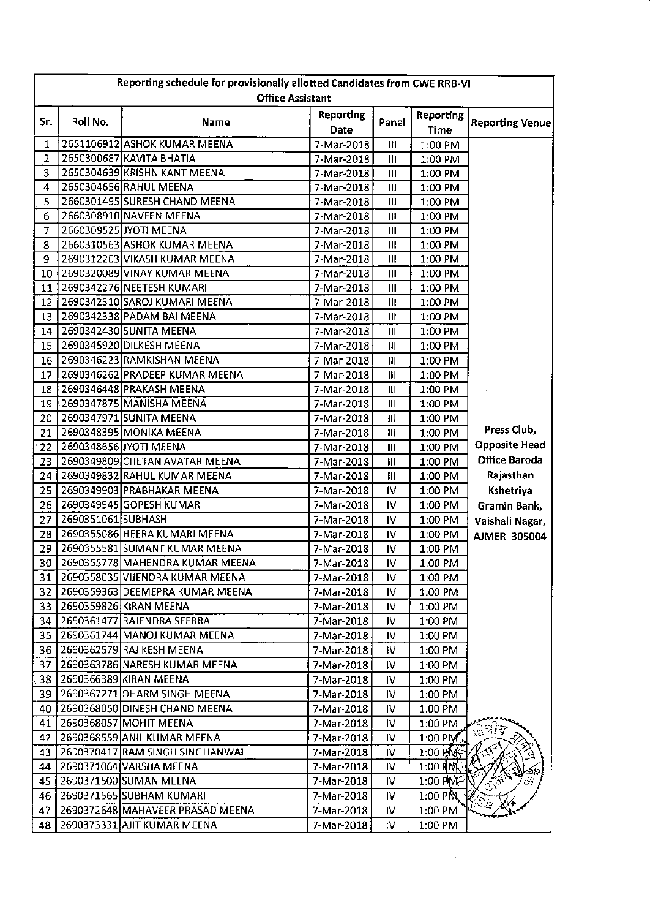| Reporting schedule for provisionally allotted Candidates from CWE RRB-VI Office Assistant | | | | | | |
|---|---|---|---|---|---|---|
| Sr. | Roll No. | Name | Reporting Date | Panel | Reporting Time | Reporting Venue |
| 1 | 2651106912 | ASHOK KUMAR MEENA | 7-Mar-2018 | III | 1:00 PM | Press Club, Opposite Head Office Baroda Rajasthan Kshetriya Gramin Bank, Vaishali Nagar, AJMER 305004 |
| 2 | 2650300687 | KAVITA BHATIA | 7-Mar-2018 | III | 1:00 PM | |
| 3 | 2650304639 | KRISHN KANT MEENA | 7-Mar-2018 | III | 1:00 PM | |
| 4 | 2650304656 | RAHUL MEENA | 7-Mar-2018 | III | 1:00 PM | |
| 5 | 2660301495 | SURESH CHAND MEENA | 7-Mar-2018 | III | 1:00 PM | |
| 6 | 2660308910 | NAVEEN MEENA | 7-Mar-2018 | III | 1:00 PM | |
| 7 | 2660309525 | JYOTI MEENA | 7-Mar-2018 | III | 1:00 PM | |
| 8 | 2660310563 | ASHOK KUMAR MEENA | 7-Mar-2018 | III | 1:00 PM | |
| 9 | 2690312263 | VIKASH KUMAR MEENA | 7-Mar-2018 | III | 1:00 PM | |
| 10 | 2690320089 | VINAY KUMAR MEENA | 7-Mar-2018 | III | 1:00 PM | |
| 11 | 2690342276 | NEETESH KUMARI | 7-Mar-2018 | III | 1:00 PM | |
| 12 | 2690342310 | SAROJ KUMARI MEENA | 7-Mar-2018 | III | 1:00 PM | |
| 13 | 2690342338 | PADAM BAI MEENA | 7-Mar-2018 | III | 1:00 PM | |
| 14 | 2690342430 | SUNITA MEENA | 7-Mar-2018 | III | 1:00 PM | |
| 15 | 2690345920 | DILKESH MEENA | 7-Mar-2018 | III | 1:00 PM | |
| 16 | 2690346223 | RAMKISHAN MEENA | 7-Mar-2018 | III | 1:00 PM | |
| 17 | 2690346262 | PRADEEP KUMAR MEENA | 7-Mar-2018 | III | 1:00 PM | |
| 18 | 2690346448 | PRAKASH MEENA | 7-Mar-2018 | III | 1:00 PM | |
| 19 | 2690347875 | MANISHA MEENA | 7-Mar-2018 | III | 1:00 PM | |
| 20 | 2690347971 | SUNITA MEENA | 7-Mar-2018 | III | 1:00 PM | |
| 21 | 2690348395 | MONIKA MEENA | 7-Mar-2018 | III | 1:00 PM | |
| 22 | 2690348656 | JYOTI MEENA | 7-Mar-2018 | III | 1:00 PM | |
| 23 | 2690349809 | CHETAN AVATAR MEENA | 7-Mar-2018 | III | 1:00 PM | |
| 24 | 2690349832 | RAHUL KUMAR MEENA | 7-Mar-2018 | III | 1:00 PM | |
| 25 | 2690349903 | PRABHAKAR MEENA | 7-Mar-2018 | IV | 1:00 PM | |
| 26 | 2690349945 | GOPESH KUMAR | 7-Mar-2018 | IV | 1:00 PM | |
| 27 | 2690351061 | SUBHASH | 7-Mar-2018 | IV | 1:00 PM | |
| 28 | 2690355086 | HEERA KUMARI MEENA | 7-Mar-2018 | IV | 1:00 PM | |
| 29 | 2690355581 | SUMANT KUMAR MEENA | 7-Mar-2018 | IV | 1:00 PM | |
| 30 | 2690355778 | MAHENDRA KUMAR MEENA | 7-Mar-2018 | IV | 1:00 PM | |
| 31 | 2690358035 | VIJENDRA KUMAR MEENA | 7-Mar-2018 | IV | 1:00 PM | |
| 32 | 2690359363 | DEEMEPRA KUMAR MEENA | 7-Mar-2018 | IV | 1:00 PM | |
| 33 | 2690359826 | KIRAN MEENA | 7-Mar-2018 | IV | 1:00 PM | |
| 34 | 2690361477 | RAJENDRA SEERRA | 7-Mar-2018 | IV | 1:00 PM | |
| 35 | 2690361744 | MANOJ KUMAR MEENA | 7-Mar-2018 | IV | 1:00 PM | |
| 36 | 2690362579 | RAJ KESH MEENA | 7-Mar-2018 | IV | 1:00 PM | |
| 37 | 2690363786 | NARESH KUMAR MEENA | 7-Mar-2018 | IV | 1:00 PM | |
| 38 | 2690366389 | KIRAN MEENA | 7-Mar-2018 | IV | 1:00 PM | |
| 39 | 2690367271 | DHARM SINGH MEENA | 7-Mar-2018 | IV | 1:00 PM | |
| 40 | 2690368050 | DINESH CHAND MEENA | 7-Mar-2018 | IV | 1:00 PM | |
| 41 | 2690368057 | MOHIT MEENA | 7-Mar-2018 | IV | 1:00 PM | |
| 42 | 2690368559 | ANIL KUMAR MEENA | 7-Mar-2018 | IV | 1:00 PM | |
| 43 | 2690370417 | RAM SINGH SINGHANWAL | 7-Mar-2018 | IV | 1:00 PM | |
| 44 | 2690371064 | VARSHA MEENA | 7-Mar-2018 | IV | 1:00 PM | |
| 45 | 2690371500 | SUMAN MEENA | 7-Mar-2018 | IV | 1:00 PM | |
| 46 | 2690371565 | SUBHAM KUMARI | 7-Mar-2018 | IV | 1:00 PM | |
| 47 | 2690372648 | MAHAVEER PRASAD MEENA | 7-Mar-2018 | IV | 1:00 PM | |
| 48 | 2690373331 | AJIT KUMAR MEENA | 7-Mar-2018 | IV | 1:00 PM | |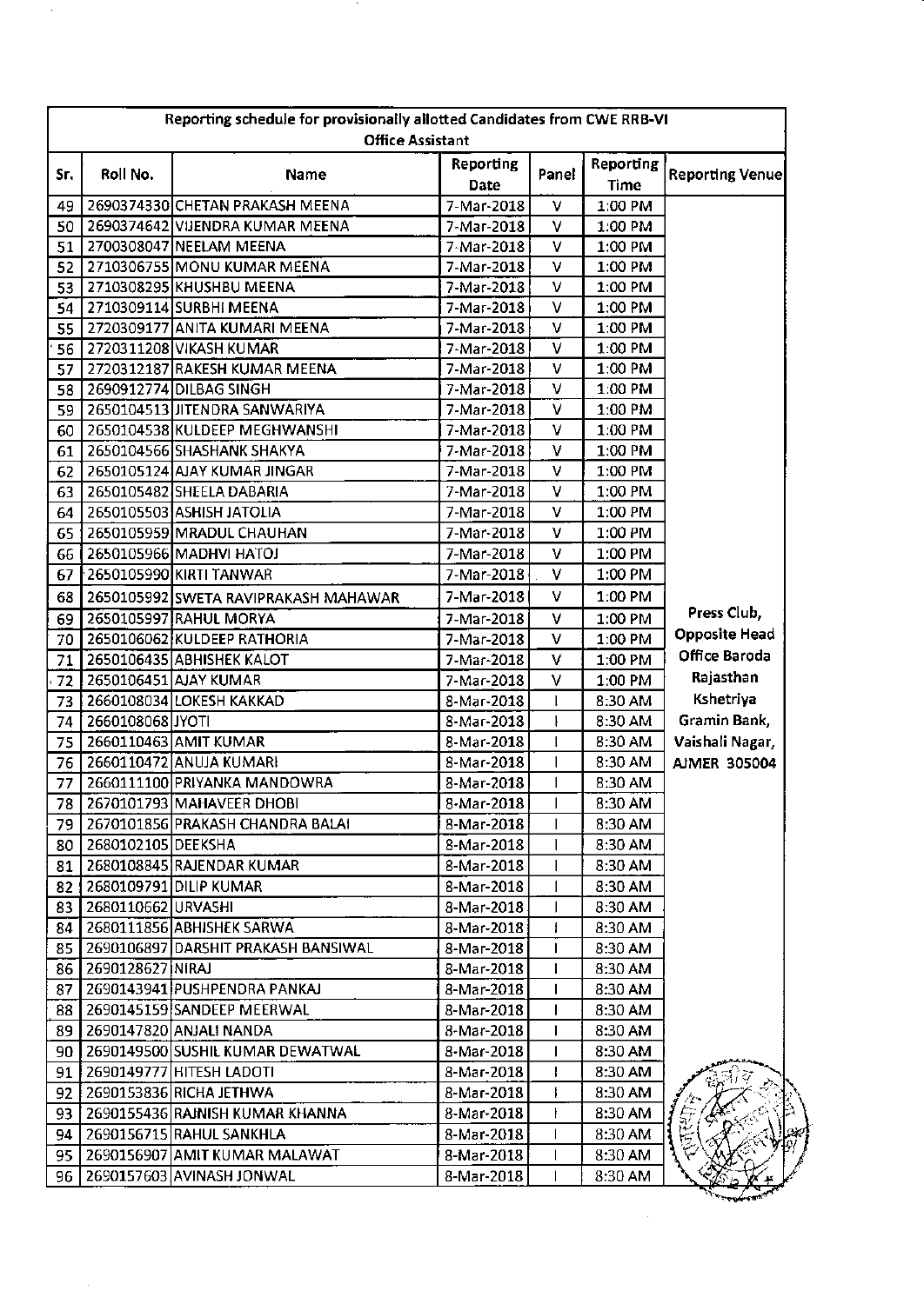| Reporting schedule for provisionally allotted Candidates from CWE RRB-VI Office Assistant | | | | | | |
|---|---|---|---|---|---|---|
| Sr. | Roll No. | Name | Reporting Date | Panel | Reporting Time | Reporting Venue |
| 49 | 2690374330 | CHETAN PRAKASH MEENA | 7-Mar-2018 | V | 1:00 PM | Press Club, Opposite Head Office Baroda Rajasthan Kshetriya Gramin Bank, Vaishali Nagar, AJMER 305004 |
| 50 | 2690374642 | VIJENDRA KUMAR MEENA | 7-Mar-2018 | V | 1:00 PM | |
| 51 | 2700308047 | NEELAM MEENA | 7-Mar-2018 | V | 1:00 PM | |
| 52 | 2710306755 | MONU KUMAR MEENA | 7-Mar-2018 | V | 1:00 PM | |
| 53 | 2710308295 | KHUSHBU MEENA | 7-Mar-2018 | V | 1:00 PM | |
| 54 | 2710309114 | SURBHI MEENA | 7-Mar-2018 | V | 1:00 PM | |
| 55 | 2720309177 | ANITA KUMARI MEENA | 7-Mar-2018 | V | 1:00 PM | |
| 56 | 2720311208 | VIKASH KUMAR | 7-Mar-2018 | V | 1:00 PM | |
| 57 | 2720312187 | RAKESH KUMAR MEENA | 7-Mar-2018 | V | 1:00 PM | |
| 58 | 2690912774 | DILBAG SINGH | 7-Mar-2018 | V | 1:00 PM | |
| 59 | 2650104513 | JITENDRA SANWARIYA | 7-Mar-2018 | V | 1:00 PM | |
| 60 | 2650104538 | KULDEEP MEGHWANSHI | 7-Mar-2018 | V | 1:00 PM | |
| 61 | 2650104566 | SHASHANK SHAKYA | 7-Mar-2018 | V | 1:00 PM | |
| 62 | 2650105124 | AJAY KUMAR JINGAR | 7-Mar-2018 | V | 1:00 PM | |
| 63 | 2650105482 | SHEELA DABARIA | 7-Mar-2018 | V | 1:00 PM | |
| 64 | 2650105503 | ASHISH JATOLIA | 7-Mar-2018 | V | 1:00 PM | |
| 65 | 2650105959 | MRADUL CHAUHAN | 7-Mar-2018 | V | 1:00 PM | |
| 66 | 2650105966 | MADHVI HATOJ | 7-Mar-2018 | V | 1:00 PM | |
| 67 | 2650105990 | KIRTI TANWAR | 7-Mar-2018 | V | 1:00 PM | |
| 68 | 2650105992 | SWETA RAVIPRAKASH MAHAWAR | 7-Mar-2018 | V | 1:00 PM | |
| 69 | 2650105997 | RAHUL MORYA | 7-Mar-2018 | V | 1:00 PM | |
| 70 | 2650106062 | KULDEEP RATHORIA | 7-Mar-2018 | V | 1:00 PM | |
| 71 | 2650106435 | ABHISHEK KALOT | 7-Mar-2018 | V | 1:00 PM | |
| 72 | 2650106451 | AJAY KUMAR | 7-Mar-2018 | V | 1:00 PM | |
| 73 | 2660108034 | LOKESH KAKKAD | 8-Mar-2018 | I | 8:30 AM | |
| 74 | 2660108068 | JYOTI | 8-Mar-2018 | I | 8:30 AM | |
| 75 | 2660110463 | AMIT KUMAR | 8-Mar-2018 | I | 8:30 AM | |
| 76 | 2660110472 | ANUJA KUMARI | 8-Mar-2018 | I | 8:30 AM | |
| 77 | 2660111100 | PRIYANKA MANDOWRA | 8-Mar-2018 | I | 8:30 AM | |
| 78 | 2670101793 | MAHAVEER DHOBI | 8-Mar-2018 | I | 8:30 AM | |
| 79 | 2670101856 | PRAKASH CHANDRA BALAI | 8-Mar-2018 | I | 8:30 AM | |
| 80 | 2680102105 | DEEKSHA | 8-Mar-2018 | I | 8:30 AM | |
| 81 | 2680108845 | RAJENDAR KUMAR | 8-Mar-2018 | I | 8:30 AM | |
| 82 | 2680109791 | DILIP KUMAR | 8-Mar-2018 | I | 8:30 AM | |
| 83 | 2680110662 | URVASHI | 8-Mar-2018 | I | 8:30 AM | |
| 84 | 2680111856 | ABHISHEK SARWA | 8-Mar-2018 | I | 8:30 AM | |
| 85 | 2690106897 | DARSHIT PRAKASH BANSIWAL | 8-Mar-2018 | I | 8:30 AM | |
| 86 | 2690128627 | NIRAJ | 8-Mar-2018 | I | 8:30 AM | |
| 87 | 2690143941 | PUSHPENDRA PANKAJ | 8-Mar-2018 | I | 8:30 AM | |
| 88 | 2690145159 | SANDEEP MEERWAL | 8-Mar-2018 | I | 8:30 AM | |
| 89 | 2690147820 | ANJALI NANDA | 8-Mar-2018 | I | 8:30 AM | |
| 90 | 2690149500 | SUSHIL KUMAR DEWATWAL | 8-Mar-2018 | I | 8:30 AM | |
| 91 | 2690149777 | HITESH LADOTI | 8-Mar-2018 | I | 8:30 AM | |
| 92 | 2690153836 | RICHA JETHWA | 8-Mar-2018 | I | 8:30 AM | |
| 93 | 2690155436 | RAJNISH KUMAR KHANNA | 8-Mar-2018 | I | 8:30 AM | |
| 94 | 2690156715 | RAHUL SANKHLA | 8-Mar-2018 | I | 8:30 AM | |
| 95 | 2690156907 | AMIT KUMAR MALAWAT | 8-Mar-2018 | I | 8:30 AM | |
| 96 | 2690157603 | AVINASH JONWAL | 8-Mar-2018 | I | 8:30 AM | |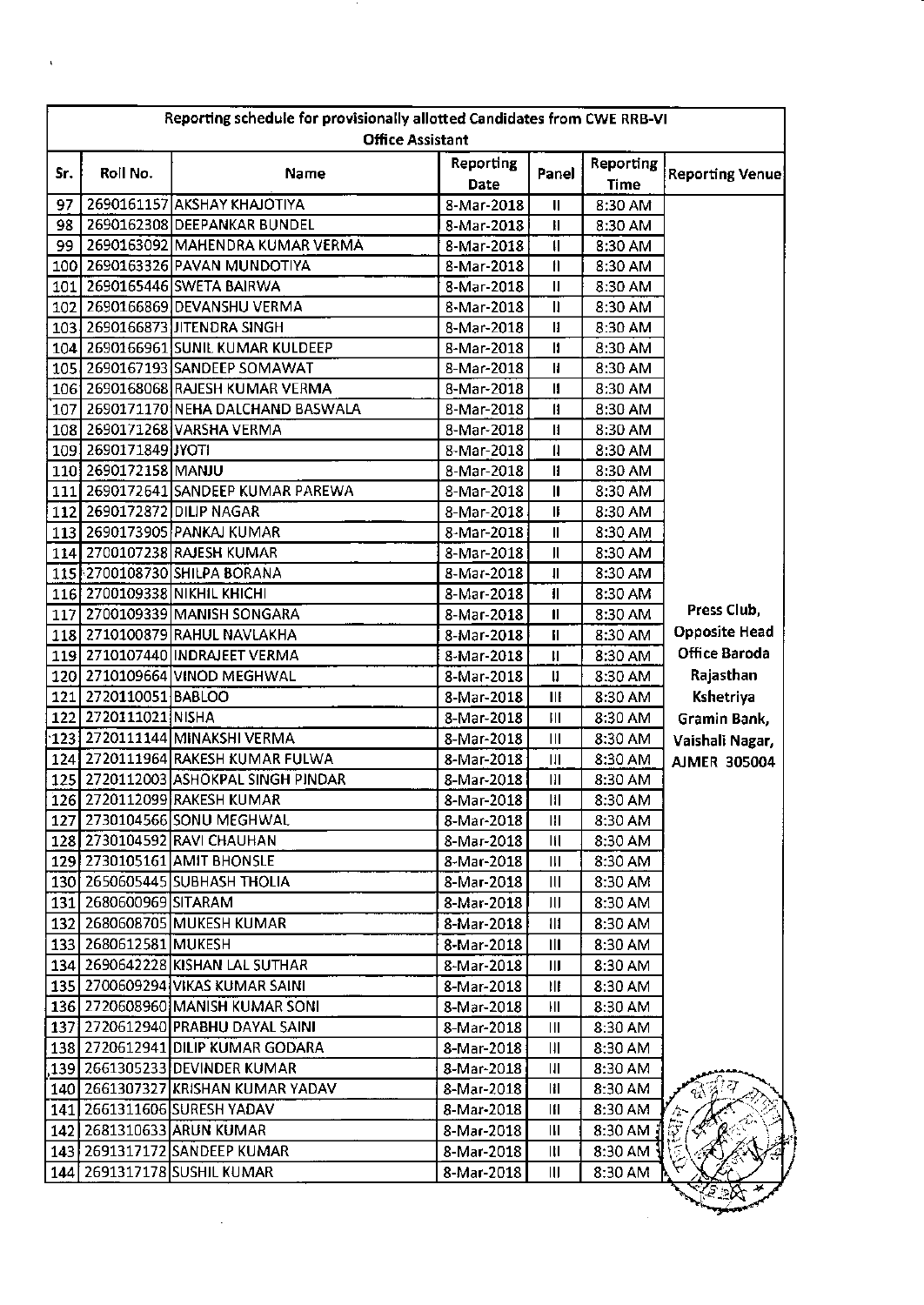| Reporting schedule for provisionally allotted Candidates from CWE RRB-VI Office Assistant | | | | | | |
|---|---|---|---|---|---|---|
| Sr. | Roll No. | Name | Reporting Date | Panel | Reporting Time | Reporting Venue |
| 97 | 2690161157 | AKSHAY KHAJOTIYA | 8-Mar-2018 | II | 8:30 AM | Press Club, Opposite Head Office Baroda Rajasthan Kshetriya Gramin Bank, Vaishali Nagar, AJMER 305004 |
| 98 | 2690162308 | DEEPANKAR BUNDEL | 8-Mar-2018 | II | 8:30 AM | |
| 99 | 2690163092 | MAHENDRA KUMAR VERMA | 8-Mar-2018 | II | 8:30 AM | |
| 100 | 2690163326 | PAVAN MUNDOTIYA | 8-Mar-2018 | II | 8:30 AM | |
| 101 | 2690165446 | SWETA BAIRWA | 8-Mar-2018 | II | 8:30 AM | |
| 102 | 2690166869 | DEVANSHU VERMA | 8-Mar-2018 | II | 8:30 AM | |
| 103 | 2690166873 | JITENDRA SINGH | 8-Mar-2018 | II | 8:30 AM | |
| 104 | 2690166961 | SUNIL KUMAR KULDEEP | 8-Mar-2018 | II | 8:30 AM | |
| 105 | 2690167193 | SANDEEP SOMAWAT | 8-Mar-2018 | II | 8:30 AM | |
| 106 | 2690168068 | RAJESH KUMAR VERMA | 8-Mar-2018 | II | 8:30 AM | |
| 107 | 2690171170 | NEHA DALCHAND BASWALA | 8-Mar-2018 | II | 8:30 AM | |
| 108 | 2690171268 | VARSHA VERMA | 8-Mar-2018 | II | 8:30 AM | |
| 109 | 2690171849 | JYOTI | 8-Mar-2018 | II | 8:30 AM | |
| 110 | 2690172158 | MANJU | 8-Mar-2018 | II | 8:30 AM | |
| 111 | 2690172641 | SANDEEP KUMAR PAREWA | 8-Mar-2018 | II | 8:30 AM | |
| 112 | 2690172872 | DILIP NAGAR | 8-Mar-2018 | II | 8:30 AM | |
| 113 | 2690173905 | PANKAJ KUMAR | 8-Mar-2018 | II | 8:30 AM | |
| 114 | 2700107238 | RAJESH KUMAR | 8-Mar-2018 | II | 8:30 AM | |
| 115 | 2700108730 | SHILPA BORANA | 8-Mar-2018 | II | 8:30 AM | |
| 116 | 2700109338 | NIKHIL KHICHI | 8-Mar-2018 | II | 8:30 AM | |
| 117 | 2700109339 | MANISH SONGARA | 8-Mar-2018 | II | 8:30 AM | |
| 118 | 2710100879 | RAHUL NAVLAKHA | 8-Mar-2018 | II | 8:30 AM | |
| 119 | 2710107440 | INDRAJEET VERMA | 8-Mar-2018 | II | 8:30 AM | |
| 120 | 2710109664 | VINOD MEGHWAL | 8-Mar-2018 | II | 8:30 AM | |
| 121 | 2720110051 | BABLOO | 8-Mar-2018 | III | 8:30 AM | |
| 122 | 2720111021 | NISHA | 8-Mar-2018 | III | 8:30 AM | |
| 123 | 2720111144 | MINAKSHI VERMA | 8-Mar-2018 | III | 8:30 AM | |
| 124 | 2720111964 | RAKESH KUMAR FULWA | 8-Mar-2018 | III | 8:30 AM | |
| 125 | 2720112003 | ASHOKPAL SINGH PINDAR | 8-Mar-2018 | III | 8:30 AM | |
| 126 | 2720112099 | RAKESH KUMAR | 8-Mar-2018 | III | 8:30 AM | |
| 127 | 2730104566 | SONU MEGHWAL | 8-Mar-2018 | III | 8:30 AM | |
| 128 | 2730104592 | RAVI CHAUHAN | 8-Mar-2018 | III | 8:30 AM | |
| 129 | 2730105161 | AMIT BHONSLE | 8-Mar-2018 | III | 8:30 AM | |
| 130 | 2650605445 | SUBHASH THOLIA | 8-Mar-2018 | III | 8:30 AM | |
| 131 | 2680600969 | SITARAM | 8-Mar-2018 | III | 8:30 AM | |
| 132 | 2680608705 | MUKESH KUMAR | 8-Mar-2018 | III | 8:30 AM | |
| 133 | 2680612581 | MUKESH | 8-Mar-2018 | III | 8:30 AM | |
| 134 | 2690642228 | KISHAN LAL SUTHAR | 8-Mar-2018 | III | 8:30 AM | |
| 135 | 2700609294 | VIKAS KUMAR SAINI | 8-Mar-2018 | III | 8:30 AM | |
| 136 | 2720608960 | MANISH KUMAR SONI | 8-Mar-2018 | III | 8:30 AM | |
| 137 | 2720612940 | PRABHU DAYAL SAINI | 8-Mar-2018 | III | 8:30 AM | |
| 138 | 2720612941 | DILIP KUMAR GODARA | 8-Mar-2018 | III | 8:30 AM | |
| 139 | 2661305233 | DEVINDER KUMAR | 8-Mar-2018 | III | 8:30 AM | |
| 140 | 2661307327 | KRISHAN KUMAR YADAV | 8-Mar-2018 | III | 8:30 AM | |
| 141 | 2661311606 | SURESH YADAV | 8-Mar-2018 | III | 8:30 AM | |
| 142 | 2681310633 | ARUN KUMAR | 8-Mar-2018 | III | 8:30 AM | |
| 143 | 2691317172 | SANDEEP KUMAR | 8-Mar-2018 | III | 8:30 AM | |
| 144 | 2691317178 | SUSHIL KUMAR | 8-Mar-2018 | III | 8:30 AM | |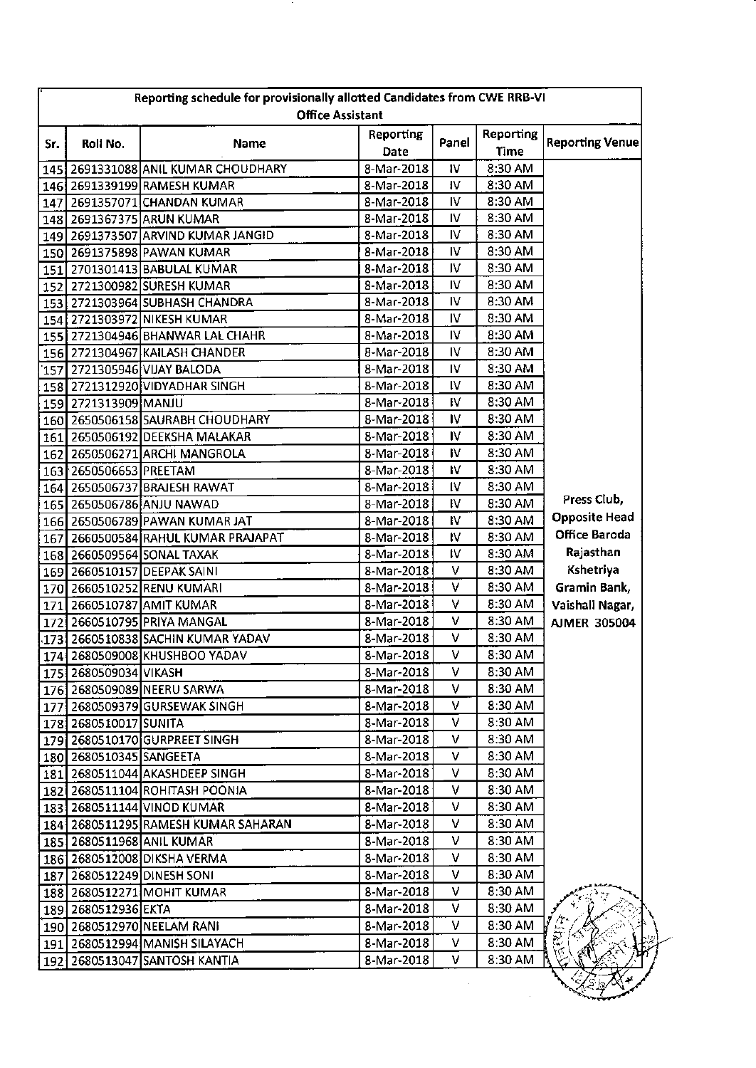| Reporting schedule for provisionally allotted Candidates from CWE RRB-VI Office Assistant | | | | | | |
|---|---|---|---|---|---|---|
| Sr. | Roll No. | Name | Reporting Date | Panel | Reporting Time | Reporting Venue |
| 145 | 2691331088 | ANIL KUMAR CHOUDHARY | 8-Mar-2018 | IV | 8:30 AM | Press Club, Opposite Head Office Baroda Rajasthan Kshetriya Gramin Bank, Vaishali Nagar, AJMER 305004 |
| 146 | 2691339199 | RAMESH KUMAR | 8-Mar-2018 | IV | 8:30 AM | |
| 147 | 2691357071 | CHANDAN KUMAR | 8-Mar-2018 | IV | 8:30 AM | |
| 148 | 2691367375 | ARUN KUMAR | 8-Mar-2018 | IV | 8:30 AM | |
| 149 | 2691373507 | ARVIND KUMAR JANGID | 8-Mar-2018 | IV | 8:30 AM | |
| 150 | 2691375898 | PAWAN KUMAR | 8-Mar-2018 | IV | 8:30 AM | |
| 151 | 2701301413 | BABULAL KUMAR | 8-Mar-2018 | IV | 8:30 AM | |
| 152 | 2721300982 | SURESH KUMAR | 8-Mar-2018 | IV | 8:30 AM | |
| 153 | 2721303964 | SUBHASH CHANDRA | 8-Mar-2018 | IV | 8:30 AM | |
| 154 | 2721303972 | NIKESH KUMAR | 8-Mar-2018 | IV | 8:30 AM | |
| 155 | 2721304946 | BHANWAR LAL CHAHR | 8-Mar-2018 | IV | 8:30 AM | |
| 156 | 2721304967 | KAILASH CHANDER | 8-Mar-2018 | IV | 8:30 AM | |
| 157 | 2721305946 | VIJAY BALODA | 8-Mar-2018 | IV | 8:30 AM | |
| 158 | 2721312920 | VIDYADHAR SINGH | 8-Mar-2018 | IV | 8:30 AM | |
| 159 | 2721313909 | MANJU | 8-Mar-2018 | IV | 8:30 AM | |
| 160 | 2650506158 | SAURABH CHOUDHARY | 8-Mar-2018 | IV | 8:30 AM | |
| 161 | 2650506192 | DEEKSHA MALAKAR | 8-Mar-2018 | IV | 8:30 AM | |
| 162 | 2650506271 | ARCHI MANGROLA | 8-Mar-2018 | IV | 8:30 AM | |
| 163 | 2650506653 | PREETAM | 8-Mar-2018 | IV | 8:30 AM | |
| 164 | 2650506737 | BRAJESH RAWAT | 8-Mar-2018 | IV | 8:30 AM | |
| 165 | 2650506786 | ANJU NAWAD | 8-Mar-2018 | IV | 8:30 AM | |
| 166 | 2650506789 | PAWAN KUMAR JAT | 8-Mar-2018 | IV | 8:30 AM | |
| 167 | 2660500584 | RAHUL KUMAR PRAJAPAT | 8-Mar-2018 | IV | 8:30 AM | |
| 168 | 2660509564 | SONAL TAXAK | 8-Mar-2018 | IV | 8:30 AM | |
| 169 | 2660510157 | DEEPAK SAINI | 8-Mar-2018 | V | 8:30 AM | |
| 170 | 2660510252 | RENU KUMARI | 8-Mar-2018 | V | 8:30 AM | |
| 171 | 2660510787 | AMIT KUMAR | 8-Mar-2018 | V | 8:30 AM | |
| 172 | 2660510795 | PRIYA MANGAL | 8-Mar-2018 | V | 8:30 AM | |
| 173 | 2660510838 | SACHIN KUMAR YADAV | 8-Mar-2018 | V | 8:30 AM | |
| 174 | 2680509008 | KHUSHBOO YADAV | 8-Mar-2018 | V | 8:30 AM | |
| 175 | 2680509034 | VIKASH | 8-Mar-2018 | V | 8:30 AM | |
| 176 | 2680509089 | NEERU SARWA | 8-Mar-2018 | V | 8:30 AM | |
| 177 | 2680509379 | GURSEWAK SINGH | 8-Mar-2018 | V | 8:30 AM | |
| 178 | 2680510017 | SUNITA | 8-Mar-2018 | V | 8:30 AM | |
| 179 | 2680510170 | GURPREET SINGH | 8-Mar-2018 | V | 8:30 AM | |
| 180 | 2680510345 | SANGEETA | 8-Mar-2018 | V | 8:30 AM | |
| 181 | 2680511044 | AKASHDEEP SINGH | 8-Mar-2018 | V | 8:30 AM | |
| 182 | 2680511104 | ROHITASH POONIA | 8-Mar-2018 | V | 8:30 AM | |
| 183 | 2680511144 | VINOD KUMAR | 8-Mar-2018 | V | 8:30 AM | |
| 184 | 2680511295 | RAMESH KUMAR SAHARAN | 8-Mar-2018 | V | 8:30 AM | |
| 185 | 2680511968 | ANIL KUMAR | 8-Mar-2018 | V | 8:30 AM | |
| 186 | 2680512008 | DIKSHA VERMA | 8-Mar-2018 | V | 8:30 AM | |
| 187 | 2680512249 | DINESH SONI | 8-Mar-2018 | V | 8:30 AM | |
| 188 | 2680512271 | MOHIT KUMAR | 8-Mar-2018 | V | 8:30 AM | |
| 189 | 2680512936 | EKTA | 8-Mar-2018 | V | 8:30 AM | |
| 190 | 2680512970 | NEELAM RANI | 8-Mar-2018 | V | 8:30 AM | |
| 191 | 2680512994 | MANISH SILAYACH | 8-Mar-2018 | V | 8:30 AM | |
| 192 | 2680513047 | SANTOSH KANTIA | 8-Mar-2018 | V | 8:30 AM | |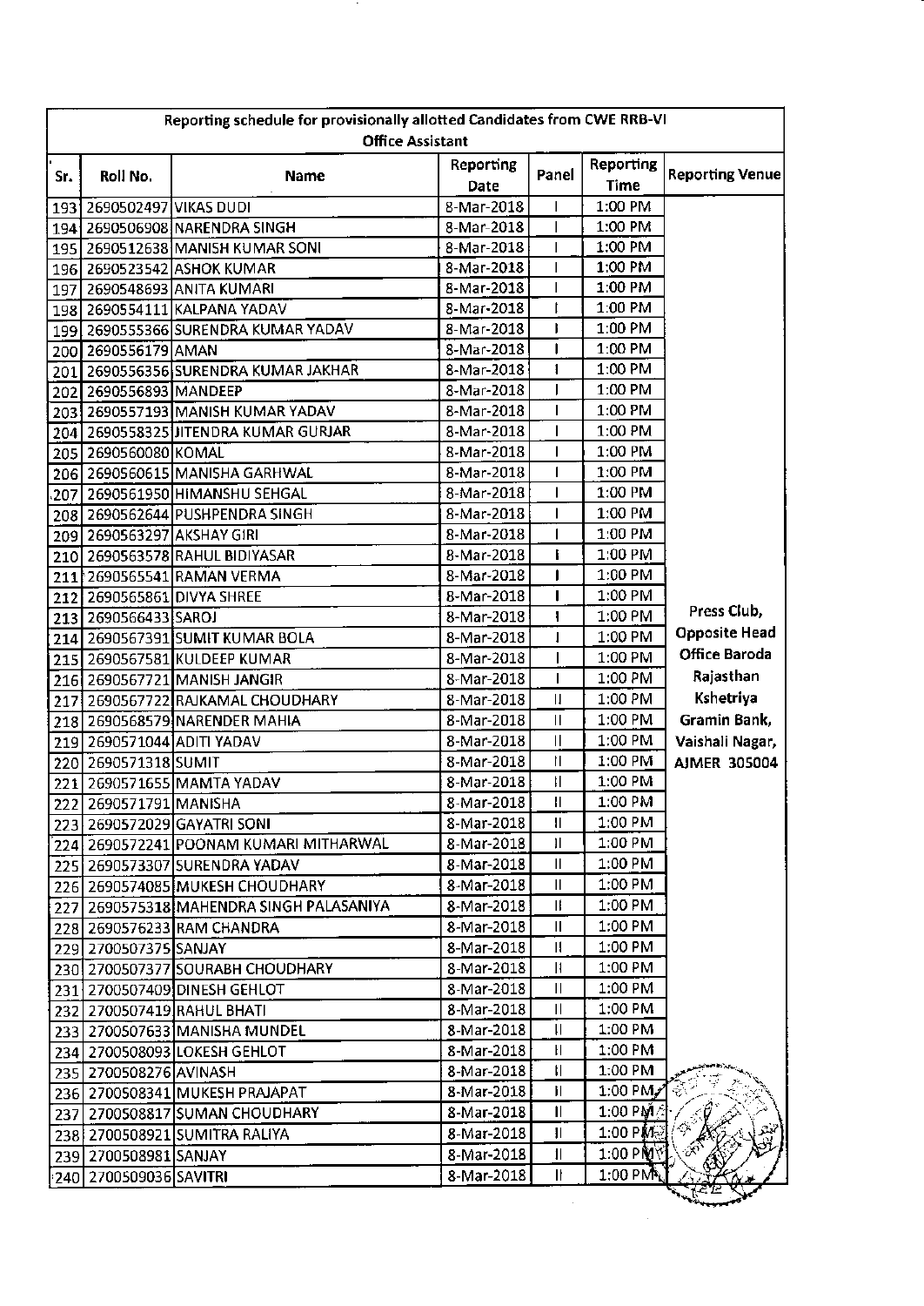| Sr. | Roll No. | Name | Reporting Date | Panel | Reporting Time | Reporting Venue |
|---|---|---|---|---|---|---|
| Reporting schedule for provisionally allotted Candidates from CWE RRB-VI Office Assistant | | | | | | |
| 193 | 2690502497 | VIKAS DUDI | 8-Mar-2018 | I | 1:00 PM | Press Club, Opposite Head Office Baroda Rajasthan Kshetriya Gramin Bank, Vaishali Nagar, AJMER 305004 |
| 194 | 2690506908 | NARENDRA SINGH | 8-Mar-2018 | I | 1:00 PM | |
| 195 | 2690512638 | MANISH KUMAR SONI | 8-Mar-2018 | I | 1:00 PM | |
| 196 | 2690523542 | ASHOK KUMAR | 8-Mar-2018 | I | 1:00 PM | |
| 197 | 2690548693 | ANITA KUMARI | 8-Mar-2018 | I | 1:00 PM | |
| 198 | 2690554111 | KALPANA YADAV | 8-Mar-2018 | I | 1:00 PM | |
| 199 | 2690555366 | SURENDRA KUMAR YADAV | 8-Mar-2018 | I | 1:00 PM | |
| 200 | 2690556179 | AMAN | 8-Mar-2018 | I | 1:00 PM | |
| 201 | 2690556356 | SURENDRA KUMAR JAKHAR | 8-Mar-2018 | I | 1:00 PM | |
| 202 | 2690556893 | MANDEEP | 8-Mar-2018 | I | 1:00 PM | |
| 203 | 2690557193 | MANISH KUMAR YADAV | 8-Mar-2018 | I | 1:00 PM | |
| 204 | 2690558325 | JITENDRA KUMAR GURJAR | 8-Mar-2018 | I | 1:00 PM | |
| 205 | 2690560080 | KOMAL | 8-Mar-2018 | I | 1:00 PM | |
| 206 | 2690560615 | MANISHA GARHWAL | 8-Mar-2018 | I | 1:00 PM | |
| 207 | 2690561950 | HIMANSHU SEHGAL | 8-Mar-2018 | I | 1:00 PM | |
| 208 | 2690562644 | PUSHPENDRA SINGH | 8-Mar-2018 | I | 1:00 PM | |
| 209 | 2690563297 | AKSHAY GIRI | 8-Mar-2018 | I | 1:00 PM | |
| 210 | 2690563578 | RAHUL BIDIYASAR | 8-Mar-2018 | I | 1:00 PM | |
| 211 | 2690565541 | RAMAN VERMA | 8-Mar-2018 | I | 1:00 PM | |
| 212 | 2690565861 | DIVYA SHREE | 8-Mar-2018 | I | 1:00 PM | |
| 213 | 2690566433 | SAROJ | 8-Mar-2018 | I | 1:00 PM | |
| 214 | 2690567391 | SUMIT KUMAR BOLA | 8-Mar-2018 | I | 1:00 PM | |
| 215 | 2690567581 | KULDEEP KUMAR | 8-Mar-2018 | I | 1:00 PM | |
| 216 | 2690567721 | MANISH JANGIR | 8-Mar-2018 | I | 1:00 PM | |
| 217 | 2690567722 | RAJKAMAL CHOUDHARY | 8-Mar-2018 | II | 1:00 PM | |
| 218 | 2690568579 | NARENDER MAHIA | 8-Mar-2018 | II | 1:00 PM | |
| 219 | 2690571044 | ADITI YADAV | 8-Mar-2018 | II | 1:00 PM | |
| 220 | 2690571318 | SUMIT | 8-Mar-2018 | II | 1:00 PM | |
| 221 | 2690571655 | MAMTA YADAV | 8-Mar-2018 | II | 1:00 PM | |
| 222 | 2690571791 | MANISHA | 8-Mar-2018 | II | 1:00 PM | |
| 223 | 2690572029 | GAYATRI SONI | 8-Mar-2018 | II | 1:00 PM | |
| 224 | 2690572241 | POONAM KUMARI MITHARWAL | 8-Mar-2018 | II | 1:00 PM | |
| 225 | 2690573307 | SURENDRA YADAV | 8-Mar-2018 | II | 1:00 PM | |
| 226 | 2690574085 | MUKESH CHOUDHARY | 8-Mar-2018 | II | 1:00 PM | |
| 227 | 2690575318 | MAHENDRA SINGH PALASANIYA | 8-Mar-2018 | II | 1:00 PM | |
| 228 | 2690576233 | RAM CHANDRA | 8-Mar-2018 | II | 1:00 PM | |
| 229 | 2700507375 | SANJAY | 8-Mar-2018 | II | 1:00 PM | |
| 230 | 2700507377 | SOURABH CHOUDHARY | 8-Mar-2018 | II | 1:00 PM | |
| 231 | 2700507409 | DINESH GEHLOT | 8-Mar-2018 | II | 1:00 PM | |
| 232 | 2700507419 | RAHUL BHATI | 8-Mar-2018 | II | 1:00 PM | |
| 233 | 2700507633 | MANISHA MUNDEL | 8-Mar-2018 | II | 1:00 PM | |
| 234 | 2700508093 | LOKESH GEHLOT | 8-Mar-2018 | II | 1:00 PM | |
| 235 | 2700508276 | AVINASH | 8-Mar-2018 | II | 1:00 PM | |
| 236 | 2700508341 | MUKESH PRAJAPAT | 8-Mar-2018 | II | 1:00 PM | |
| 237 | 2700508817 | SUMAN CHOUDHARY | 8-Mar-2018 | II | 1:00 PM | |
| 238 | 2700508921 | SUMITRA RALIYA | 8-Mar-2018 | II | 1:00 PM | |
| 239 | 2700508981 | SANJAY | 8-Mar-2018 | II | 1:00 PM | |
| 240 | 2700509036 | SAVITRI | 8-Mar-2018 | II | 1:00 PM | |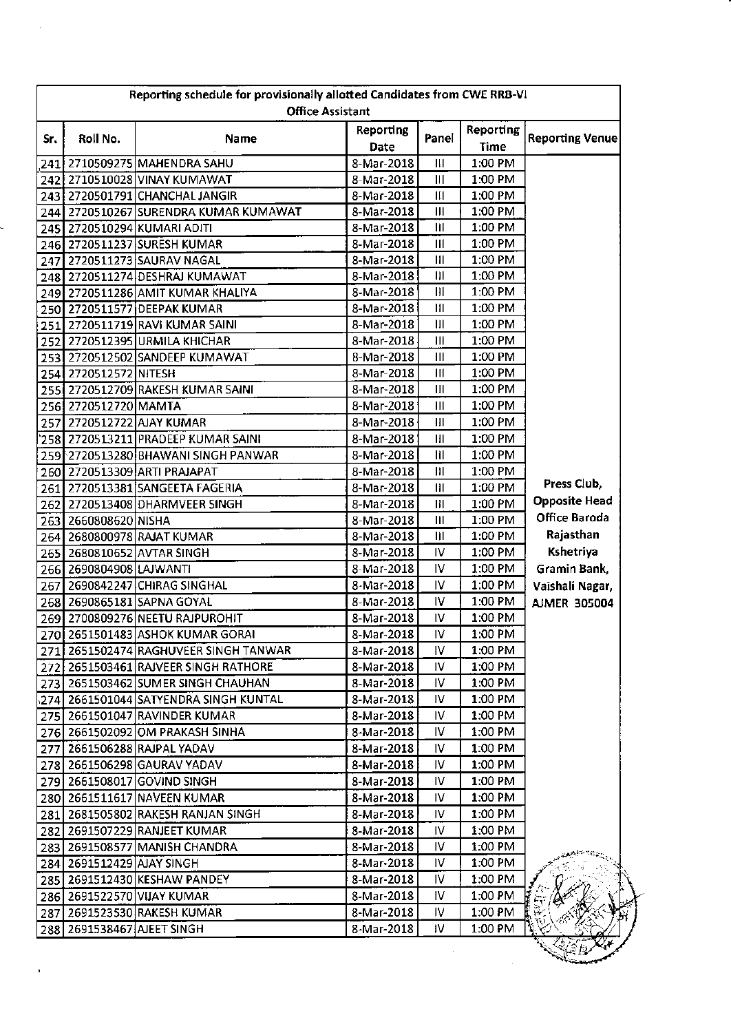| Reporting schedule for provisionally allotted Candidates from CWE RRB-VI Office Assistant | | | | | | |
|---|---|---|---|---|---|---|
| Sr. | Roll No. | Name | Reporting Date | Panel | Reporting Time | Reporting Venue |
| 241 | 2710509275 | MAHENDRA SAHU | 8-Mar-2018 | III | 1:00 PM | Press Club, Opposite Head Office Baroda Rajasthan Kshetriya Gramin Bank, Vaishali Nagar, AJMER 305004 |
| 242 | 2710510028 | VINAY KUMAWAT | 8-Mar-2018 | III | 1:00 PM | |
| 243 | 2720501791 | CHANCHAL JANGIR | 8-Mar-2018 | III | 1:00 PM | |
| 244 | 2720510267 | SURENDRA KUMAR KUMAWAT | 8-Mar-2018 | III | 1:00 PM | |
| 245 | 2720510294 | KUMARI ADITI | 8-Mar-2018 | III | 1:00 PM | |
| 246 | 2720511237 | SURESH KUMAR | 8-Mar-2018 | III | 1:00 PM | |
| 247 | 2720511273 | SAURAV NAGAL | 8-Mar-2018 | III | 1:00 PM | |
| 248 | 2720511274 | DESHRAJ KUMAWAT | 8-Mar-2018 | III | 1:00 PM | |
| 249 | 2720511286 | AMIT KUMAR KHALIYA | 8-Mar-2018 | III | 1:00 PM | |
| 250 | 2720511577 | DEEPAK KUMAR | 8-Mar-2018 | III | 1:00 PM | |
| 251 | 2720511719 | RAVI KUMAR SAINI | 8-Mar-2018 | III | 1:00 PM | |
| 252 | 2720512395 | URMILA KHICHAR | 8-Mar-2018 | III | 1:00 PM | |
| 253 | 2720512502 | SANDEEP KUMAWAT | 8-Mar-2018 | III | 1:00 PM | |
| 254 | 2720512572 | NITESH | 8-Mar-2018 | III | 1:00 PM | |
| 255 | 2720512709 | RAKESH KUMAR SAINI | 8-Mar-2018 | III | 1:00 PM | |
| 256 | 2720512720 | MAMTA | 8-Mar-2018 | III | 1:00 PM | |
| 257 | 2720512722 | AJAY KUMAR | 8-Mar-2018 | III | 1:00 PM | |
| 258 | 2720513211 | PRADEEP KUMAR SAINI | 8-Mar-2018 | III | 1:00 PM | |
| 259 | 2720513280 | BHAWANI SINGH PANWAR | 8-Mar-2018 | III | 1:00 PM | |
| 260 | 2720513309 | ARTI PRAJAPAT | 8-Mar-2018 | III | 1:00 PM | |
| 261 | 2720513381 | SANGEETA FAGERIA | 8-Mar-2018 | III | 1:00 PM | |
| 262 | 2720513408 | DHARMVEER SINGH | 8-Mar-2018 | III | 1:00 PM | |
| 263 | 2660808620 | NISHA | 8-Mar-2018 | III | 1:00 PM | |
| 264 | 2680800978 | RAJAT KUMAR | 8-Mar-2018 | III | 1:00 PM | |
| 265 | 2680810652 | AVTAR SINGH | 8-Mar-2018 | IV | 1:00 PM | |
| 266 | 2690804908 | LAJWANTI | 8-Mar-2018 | IV | 1:00 PM | |
| 267 | 2690842247 | CHIRAG SINGHAL | 8-Mar-2018 | IV | 1:00 PM | |
| 268 | 2690865181 | SAPNA GOYAL | 8-Mar-2018 | IV | 1:00 PM | |
| 269 | 2700809276 | NEETU RAJPUROHIT | 8-Mar-2018 | IV | 1:00 PM | |
| 270 | 2651501483 | ASHOK KUMAR GORAI | 8-Mar-2018 | IV | 1:00 PM | |
| 271 | 2651502474 | RAGHUVEER SINGH TANWAR | 8-Mar-2018 | IV | 1:00 PM | |
| 272 | 2651503461 | RAJVEER SINGH RATHORE | 8-Mar-2018 | IV | 1:00 PM | |
| 273 | 2651503462 | SUMER SINGH CHAUHAN | 8-Mar-2018 | IV | 1:00 PM | |
| 274 | 2661501044 | SATYENDRA SINGH KUNTAL | 8-Mar-2018 | IV | 1:00 PM | |
| 275 | 2661501047 | RAVINDER KUMAR | 8-Mar-2018 | IV | 1:00 PM | |
| 276 | 2661502092 | OM PRAKASH SINHA | 8-Mar-2018 | IV | 1:00 PM | |
| 277 | 2661506288 | RAJPAL YADAV | 8-Mar-2018 | IV | 1:00 PM | |
| 278 | 2661506298 | GAURAV YADAV | 8-Mar-2018 | IV | 1:00 PM | |
| 279 | 2661508017 | GOVIND SINGH | 8-Mar-2018 | IV | 1:00 PM | |
| 280 | 2661511617 | NAVEEN KUMAR | 8-Mar-2018 | IV | 1:00 PM | |
| 281 | 2681505802 | RAKESH RANJAN SINGH | 8-Mar-2018 | IV | 1:00 PM | |
| 282 | 2691507229 | RANJEET KUMAR | 8-Mar-2018 | IV | 1:00 PM | |
| 283 | 2691508577 | MANISH CHANDRA | 8-Mar-2018 | IV | 1:00 PM | |
| 284 | 2691512429 | AJAY SINGH | 8-Mar-2018 | IV | 1:00 PM | |
| 285 | 2691512430 | KESHAW PANDEY | 8-Mar-2018 | IV | 1:00 PM | |
| 286 | 2691522570 | VIJAY KUMAR | 8-Mar-2018 | IV | 1:00 PM | |
| 287 | 2691523530 | RAKESH KUMAR | 8-Mar-2018 | IV | 1:00 PM | |
| 288 | 2691538467 | AJEET SINGH | 8-Mar-2018 | IV | 1:00 PM | |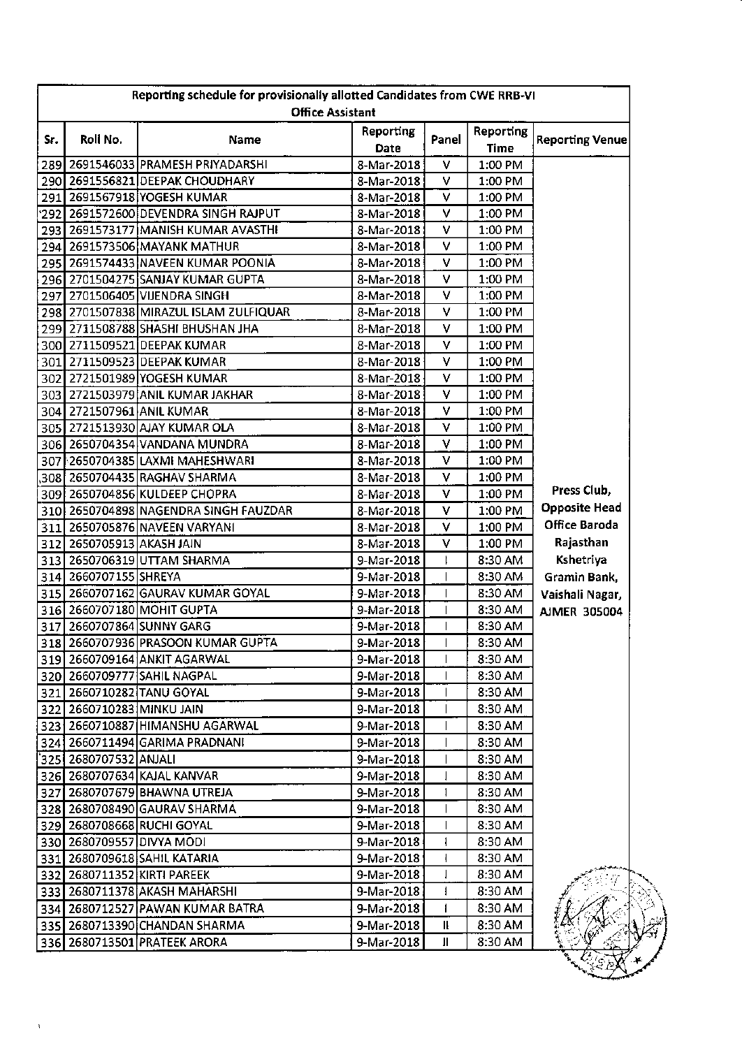| Reporting schedule for provisionally allotted Candidates from CWE RRB-VI Office Assistant | | | | | | |
|---|---|---|---|---|---|---|
| Sr. | Roll No. | Name | Reporting Date | Panel | Reporting Time | Reporting Venue |
| 289 | 2691546033 | PRAMESH PRIYADARSHI | 8-Mar-2018 | V | 1:00 PM | Press Club, Opposite Head Office Baroda Rajasthan Kshetriya Gramin Bank, Vaishali Nagar, AJMER 305004 |
| 290 | 2691556821 | DEEPAK CHOUDHARY | 8-Mar-2018 | V | 1:00 PM | |
| 291 | 2691567918 | YOGESH KUMAR | 8-Mar-2018 | V | 1:00 PM | |
| 292 | 2691572600 | DEVENDRA SINGH RAJPUT | 8-Mar-2018 | V | 1:00 PM | |
| 293 | 2691573177 | MANISH KUMAR AVASTHI | 8-Mar-2018 | V | 1:00 PM | |
| 294 | 2691573506 | MAYANK MATHUR | 8-Mar-2018 | V | 1:00 PM | |
| 295 | 2691574433 | NAVEEN KUMAR POONIA | 8-Mar-2018 | V | 1:00 PM | |
| 296 | 2701504275 | SANJAY KUMAR GUPTA | 8-Mar-2018 | V | 1:00 PM | |
| 297 | 2701506405 | VIJENDRA SINGH | 8-Mar-2018 | V | 1:00 PM | |
| 298 | 2701507838 | MIRAZUL ISLAM ZULFIQUAR | 8-Mar-2018 | V | 1:00 PM | |
| 299 | 2711508788 | SHASHI BHUSHAN JHA | 8-Mar-2018 | V | 1:00 PM | |
| 300 | 2711509521 | DEEPAK KUMAR | 8-Mar-2018 | V | 1:00 PM | |
| 301 | 2711509523 | DEEPAK KUMAR | 8-Mar-2018 | V | 1:00 PM | |
| 302 | 2721501989 | YOGESH KUMAR | 8-Mar-2018 | V | 1:00 PM | |
| 303 | 2721503979 | ANIL KUMAR JAKHAR | 8-Mar-2018 | V | 1:00 PM | |
| 304 | 2721507961 | ANIL KUMAR | 8-Mar-2018 | V | 1:00 PM | |
| 305 | 2721513930 | AJAY KUMAR OLA | 8-Mar-2018 | V | 1:00 PM | |
| 306 | 2650704354 | VANDANA MUNDRA | 8-Mar-2018 | V | 1:00 PM | |
| 307 | 2650704385 | LAXMI MAHESHWARI | 8-Mar-2018 | V | 1:00 PM | |
| 308 | 2650704435 | RAGHAV SHARMA | 8-Mar-2018 | V | 1:00 PM | |
| 309 | 2650704856 | KULDEEP CHOPRA | 8-Mar-2018 | V | 1:00 PM | |
| 310 | 2650704898 | NAGENDRA SINGH FAUZDAR | 8-Mar-2018 | V | 1:00 PM | |
| 311 | 2650705876 | NAVEEN VARYANI | 8-Mar-2018 | V | 1:00 PM | |
| 312 | 2650705913 | AKASH JAIN | 8-Mar-2018 | V | 1:00 PM | |
| 313 | 2650706319 | UTTAM SHARMA | 9-Mar-2018 | I | 8:30 AM | |
| 314 | 2660707155 | SHREYA | 9-Mar-2018 | I | 8:30 AM | |
| 315 | 2660707162 | GAURAV KUMAR GOYAL | 9-Mar-2018 | I | 8:30 AM | |
| 316 | 2660707180 | MOHIT GUPTA | 9-Mar-2018 | I | 8:30 AM | |
| 317 | 2660707864 | SUNNY GARG | 9-Mar-2018 | I | 8:30 AM | |
| 318 | 2660707936 | PRASOON KUMAR GUPTA | 9-Mar-2018 | I | 8:30 AM | |
| 319 | 2660709164 | ANKIT AGARWAL | 9-Mar-2018 | I | 8:30 AM | |
| 320 | 2660709777 | SAHIL NAGPAL | 9-Mar-2018 | I | 8:30 AM | |
| 321 | 2660710282 | TANU GOYAL | 9-Mar-2018 | I | 8:30 AM | |
| 322 | 2660710283 | MINKU JAIN | 9-Mar-2018 | I | 8:30 AM | |
| 323 | 2660710887 | HIMANSHU AGARWAL | 9-Mar-2018 | I | 8:30 AM | |
| 324 | 2660711494 | GARIMA PRADNANI | 9-Mar-2018 | I | 8:30 AM | |
| 325 | 2680707532 | ANJALI | 9-Mar-2018 | I | 8:30 AM | |
| 326 | 2680707634 | KAJAL KANVAR | 9-Mar-2018 | I | 8:30 AM | |
| 327 | 2680707679 | BHAWNA UTREJA | 9-Mar-2018 | I | 8:30 AM | |
| 328 | 2680708490 | GAURAV SHARMA | 9-Mar-2018 | I | 8:30 AM | |
| 329 | 2680708668 | RUCHI GOYAL | 9-Mar-2018 | I | 8:30 AM | |
| 330 | 2680709557 | DIVYA MODI | 9-Mar-2018 | I | 8:30 AM | |
| 331 | 2680709618 | SAHIL KATARIA | 9-Mar-2018 | I | 8:30 AM | |
| 332 | 2680711352 | KIRTI PAREEK | 9-Mar-2018 | I | 8:30 AM | |
| 333 | 2680711378 | AKASH MAHARSHI | 9-Mar-2018 | I | 8:30 AM | |
| 334 | 2680712527 | PAWAN KUMAR BATRA | 9-Mar-2018 | I | 8:30 AM | |
| 335 | 2680713390 | CHANDAN SHARMA | 9-Mar-2018 | II | 8:30 AM | |
| 336 | 2680713501 | PRATEEK ARORA | 9-Mar-2018 | II | 8:30 AM | |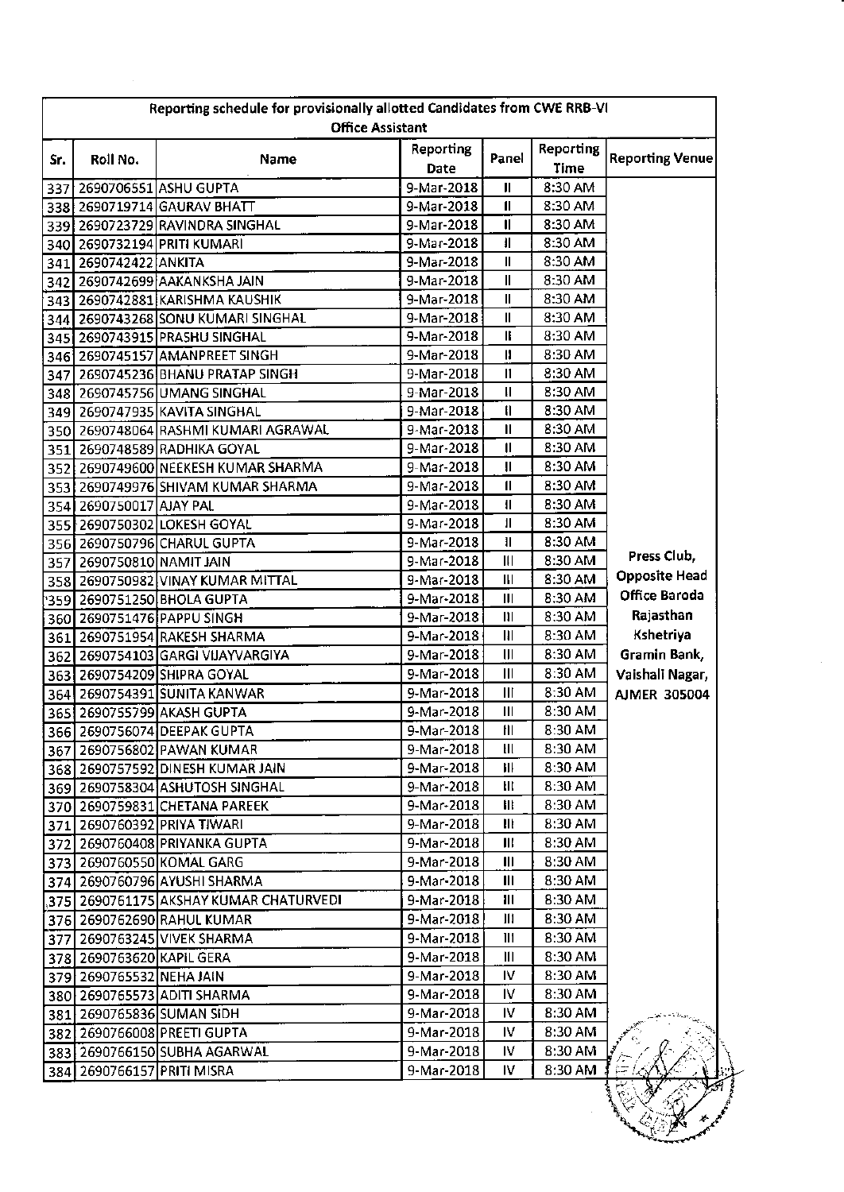| Reporting schedule for provisionally allotted Candidates from CWE RRB-VI Office Assistant | | | | | | |
|---|---|---|---|---|---|---|
| Sr. | Roll No. | Name | Reporting Date | Panel | Reporting Time | Reporting Venue |
| 337 | 2690706551 | ASHU GUPTA | 9-Mar-2018 | II | 8:30 AM | Press Club, Opposite Head Office Baroda Rajasthan Kshetriya Gramin Bank, Vaishali Nagar, AJMER 305004 |
| 338 | 2690719714 | GAURAV BHATT | 9-Mar-2018 | II | 8:30 AM | |
| 339 | 2690723729 | RAVINDRA SINGHAL | 9-Mar-2018 | II | 8:30 AM | |
| 340 | 2690732194 | PRITI KUMARI | 9-Mar-2018 | II | 8:30 AM | |
| 341 | 2690742422 | ANKITA | 9-Mar-2018 | II | 8:30 AM | |
| 342 | 2690742699 | AAKANKSHA JAIN | 9-Mar-2018 | II | 8:30 AM | |
| 343 | 2690742881 | KARISHMA KAUSHIK | 9-Mar-2018 | II | 8:30 AM | |
| 344 | 2690743268 | SONU KUMARI SINGHAL | 9-Mar-2018 | II | 8:30 AM | |
| 345 | 2690743915 | PRASHU SINGHAL | 9-Mar-2018 | II | 8:30 AM | |
| 346 | 2690745157 | AMANPREET SINGH | 9-Mar-2018 | II | 8:30 AM | |
| 347 | 2690745236 | BHANU PRATAP SINGH | 9-Mar-2018 | II | 8:30 AM | |
| 348 | 2690745756 | UMANG SINGHAL | 9-Mar-2018 | II | 8:30 AM | |
| 349 | 2690747935 | KAVITA SINGHAL | 9-Mar-2018 | II | 8:30 AM | |
| 350 | 2690748064 | RASHMI KUMARI AGRAWAL | 9-Mar-2018 | II | 8:30 AM | |
| 351 | 2690748589 | RADHIKA GOYAL | 9-Mar-2018 | II | 8:30 AM | |
| 352 | 2690749600 | NEEKESH KUMAR SHARMA | 9-Mar-2018 | II | 8:30 AM | |
| 353 | 2690749976 | SHIVAM KUMAR SHARMA | 9-Mar-2018 | II | 8:30 AM | |
| 354 | 2690750017 | AJAY PAL | 9-Mar-2018 | II | 8:30 AM | |
| 355 | 2690750302 | LOKESH GOYAL | 9-Mar-2018 | II | 8:30 AM | |
| 356 | 2690750796 | CHARUL GUPTA | 9-Mar-2018 | II | 8:30 AM | |
| 357 | 2690750810 | NAMIT JAIN | 9-Mar-2018 | III | 8:30 AM | |
| 358 | 2690750982 | VINAY KUMAR MITTAL | 9-Mar-2018 | III | 8:30 AM | |
| 359 | 2690751250 | BHOLA GUPTA | 9-Mar-2018 | III | 8:30 AM | |
| 360 | 2690751476 | PAPPU SINGH | 9-Mar-2018 | III | 8:30 AM | |
| 361 | 2690751954 | RAKESH SHARMA | 9-Mar-2018 | III | 8:30 AM | |
| 362 | 2690754103 | GARGI VIJAYVARGIYA | 9-Mar-2018 | III | 8:30 AM | |
| 363 | 2690754209 | SHIPRA GOYAL | 9-Mar-2018 | III | 8:30 AM | |
| 364 | 2690754391 | SUNITA KANWAR | 9-Mar-2018 | III | 8:30 AM | |
| 365 | 2690755799 | AKASH GUPTA | 9-Mar-2018 | III | 8:30 AM | |
| 366 | 2690756074 | DEEPAK GUPTA | 9-Mar-2018 | III | 8:30 AM | |
| 367 | 2690756802 | PAWAN KUMAR | 9-Mar-2018 | III | 8:30 AM | |
| 368 | 2690757592 | DINESH KUMAR JAIN | 9-Mar-2018 | III | 8:30 AM | |
| 369 | 2690758304 | ASHUTOSH SINGHAL | 9-Mar-2018 | III | 8:30 AM | |
| 370 | 2690759831 | CHETANA PAREEK | 9-Mar-2018 | III | 8:30 AM | |
| 371 | 2690760392 | PRIYA TIWARI | 9-Mar-2018 | III | 8:30 AM | |
| 372 | 2690760408 | PRIYANKA GUPTA | 9-Mar-2018 | III | 8:30 AM | |
| 373 | 2690760550 | KOMAL GARG | 9-Mar-2018 | III | 8:30 AM | |
| 374 | 2690760796 | AYUSHI SHARMA | 9-Mar-2018 | III | 8:30 AM | |
| 375 | 2690761175 | AKSHAY KUMAR CHATURVEDI | 9-Mar-2018 | III | 8:30 AM | |
| 376 | 2690762690 | RAHUL KUMAR | 9-Mar-2018 | III | 8:30 AM | |
| 377 | 2690763245 | VIVEK SHARMA | 9-Mar-2018 | III | 8:30 AM | |
| 378 | 2690763620 | KAPIL GERA | 9-Mar-2018 | III | 8:30 AM | |
| 379 | 2690765532 | NEHA JAIN | 9-Mar-2018 | IV | 8:30 AM | |
| 380 | 2690765573 | ADITI SHARMA | 9-Mar-2018 | IV | 8:30 AM | |
| 381 | 2690765836 | SUMAN SIDH | 9-Mar-2018 | IV | 8:30 AM | |
| 382 | 2690766008 | PREETI GUPTA | 9-Mar-2018 | IV | 8:30 AM | |
| 383 | 2690766150 | SUBHA AGARWAL | 9-Mar-2018 | IV | 8:30 AM | |
| 384 | 2690766157 | PRITI MISRA | 9-Mar-2018 | IV | 8:30 AM | |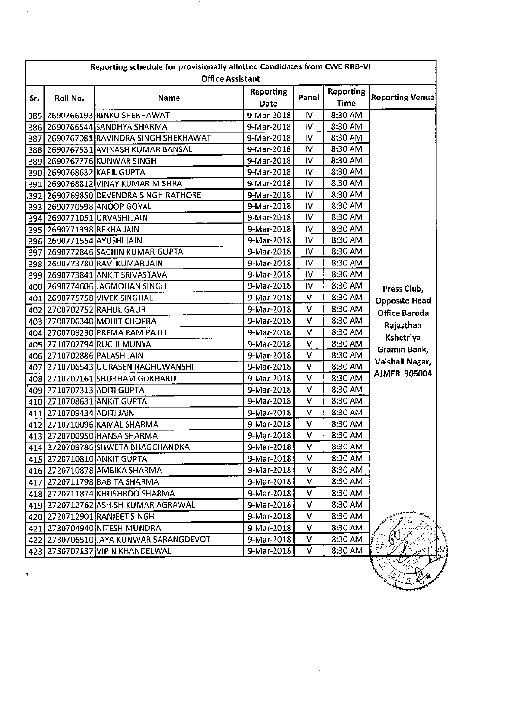| Reporting schedule for provisionally allotted Candidates from CWE RRB-VI Office Assistant | | | | | | |
|---|---|---|---|---|---|---|
| Sr. | Roll No. | Name | Reporting Date | Panel | Reporting Time | Reporting Venue |
| 385 | 2690766193 | RINKU SHEKHAWAT | 9-Mar-2018 | IV | 8:30 AM | Press Club, Opposite Head Office Baroda Rajasthan Kshetriya Gramin Bank, Vaishali Nagar, AJMER 305004 |
| 386 | 2690766544 | SANDHYA SHARMA | 9-Mar-2018 | IV | 8:30 AM | |
| 387 | 2690767081 | RAVINDRA SINGH SHEKHAWAT | 9-Mar-2018 | IV | 8:30 AM | |
| 388 | 2690767531 | AVINASH KUMAR BANSAL | 9-Mar-2018 | IV | 8:30 AM | |
| 389 | 2690767776 | KUNWAR SINGH | 9-Mar-2018 | IV | 8:30 AM | |
| 390 | 2690768632 | KAPIL GUPTA | 9-Mar-2018 | IV | 8:30 AM | |
| 391 | 2690768812 | VINAY KUMAR MISHRA | 9-Mar-2018 | IV | 8:30 AM | |
| 392 | 2690769850 | DEVENDRA SINGH RATHORE | 9-Mar-2018 | IV | 8:30 AM | |
| 393 | 2690770598 | ANOOP GOYAL | 9-Mar-2018 | IV | 8:30 AM | |
| 394 | 2690771051 | URVASHI JAIN | 9-Mar-2018 | IV | 8:30 AM | |
| 395 | 2690771398 | REKHA JAIN | 9-Mar-2018 | IV | 8:30 AM | |
| 396 | 2690771554 | AYUSHI JAIN | 9-Mar-2018 | IV | 8:30 AM | |
| 397 | 2690772846 | SACHIN KUMAR GUPTA | 9-Mar-2018 | IV | 8:30 AM | |
| 398 | 2690773780 | RAVI KUMAR JAIN | 9-Mar-2018 | IV | 8:30 AM | |
| 399 | 2690773841 | ANKIT SRIVASTAVA | 9-Mar-2018 | IV | 8:30 AM | |
| 400 | 2690774606 | JAGMOHAN SINGH | 9-Mar-2018 | IV | 8:30 AM | |
| 401 | 2690775758 | VIVEK SINGHAL | 9-Mar-2018 | V | 8:30 AM | |
| 402 | 2700702752 | RAHUL GAUR | 9-Mar-2018 | V | 8:30 AM | |
| 403 | 2700706340 | MOHIT CHOPRA | 9-Mar-2018 | V | 8:30 AM | |
| 404 | 2700709230 | PREMA RAM PATEL | 9-Mar-2018 | V | 8:30 AM | |
| 405 | 2710702794 | RUCHI MUNYA | 9-Mar-2018 | V | 8:30 AM | |
| 406 | 2710702886 | PALASH JAIN | 9-Mar-2018 | V | 8:30 AM | |
| 407 | 2710706543 | UGRASEN RAGHUWANSHI | 9-Mar-2018 | V | 8:30 AM | |
| 408 | 2710707161 | SHUBHAM GOKHARU | 9-Mar-2018 | V | 8:30 AM | |
| 409 | 2710707313 | ADITI GUPTA | 9-Mar-2018 | V | 8:30 AM | |
| 410 | 2710708631 | ANKIT GUPTA | 9-Mar-2018 | V | 8:30 AM | |
| 411 | 2710709434 | ADITI JAIN | 9-Mar-2018 | V | 8:30 AM | |
| 412 | 2710710096 | KAMAL SHARMA | 9-Mar-2018 | V | 8:30 AM | |
| 413 | 2720700950 | HANSA SHARMA | 9-Mar-2018 | V | 8:30 AM | |
| 414 | 2720709786 | SHWETA BHAGCHANDKA | 9-Mar-2018 | V | 8:30 AM | |
| 415 | 2720710810 | ANKIT GUPTA | 9-Mar-2018 | V | 8:30 AM | |
| 416 | 2720710878 | AMBIKA SHARMA | 9-Mar-2018 | V | 8:30 AM | |
| 417 | 2720711798 | BABITA SHARMA | 9-Mar-2018 | V | 8:30 AM | |
| 418 | 2720711874 | KHUSHBOO SHARMA | 9-Mar-2018 | V | 8:30 AM | |
| 419 | 2720712762 | ASHISH KUMAR AGRAWAL | 9-Mar-2018 | V | 8:30 AM | |
| 420 | 2720712901 | RANJEET SINGH | 9-Mar-2018 | V | 8:30 AM | |
| 421 | 2730704940 | NITESH MUNDRA | 9-Mar-2018 | V | 8:30 AM | |
| 422 | 2730706510 | JAYA KUNWAR SARANGDEVOT | 9-Mar-2018 | V | 8:30 AM | |
| 423 | 2730707137 | VIPIN KHANDELWAL | 9-Mar-2018 | V | 8:30 AM | |